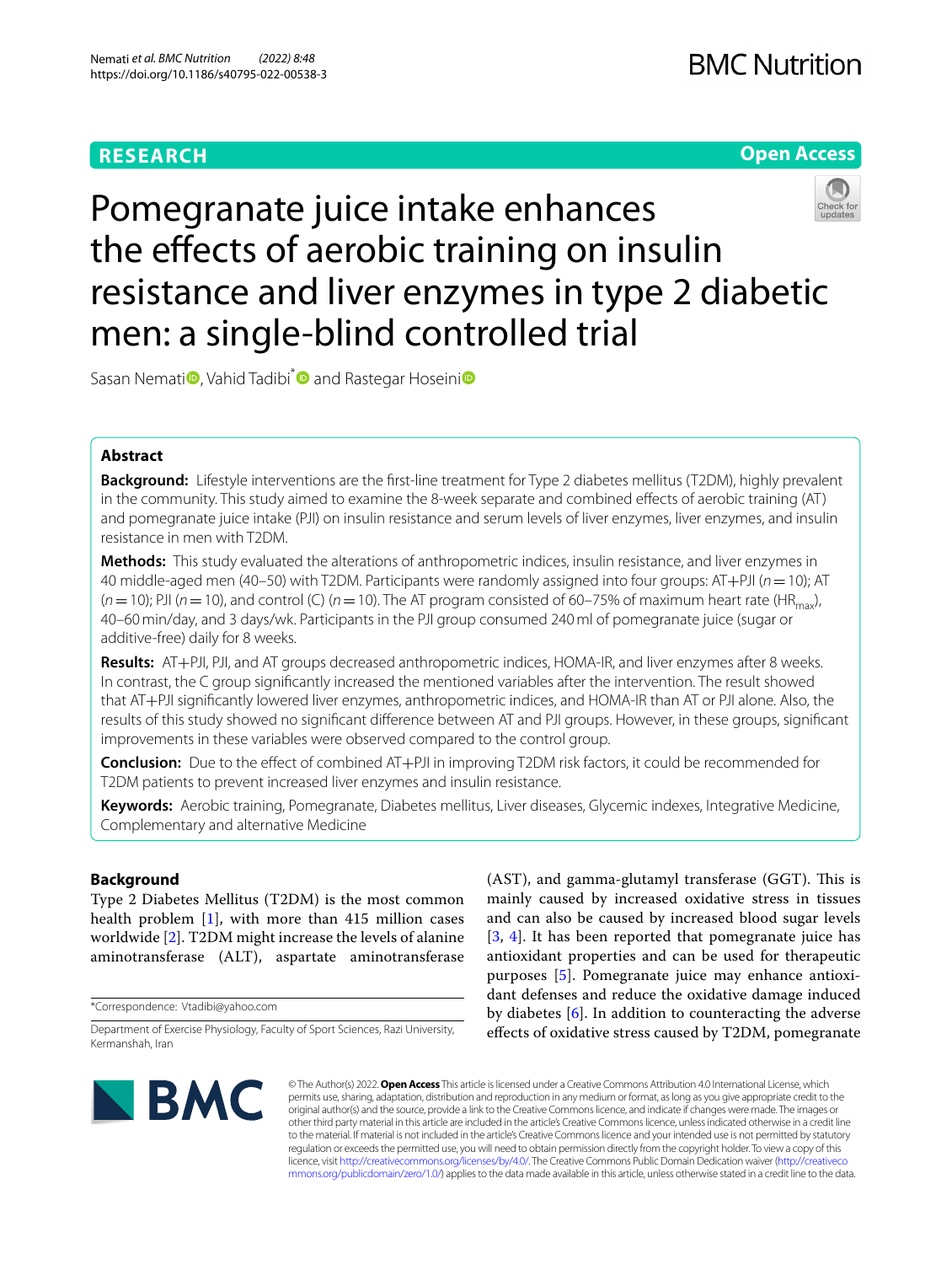RESEARCH

Open Access

# Pomegranate juice intake enhances the effects of aerobic training on insulin resistance and liver enzymes in type 2 diabetic men: a single-blind controlled trial

Sasan Nemati, Vahid Tadibi* and Rastegar Hoseini

## Abstract

**Background:** Lifestyle interventions are the first-line treatment for Type 2 diabetes mellitus (T2DM), highly prevalent in the community. This study aimed to examine the 8-week separate and combined effects of aerobic training (AT) and pomegranate juice intake (PJI) on insulin resistance and serum levels of liver enzymes, liver enzymes, and insulin resistance in men with T2DM.

**Methods:** This study evaluated the alterations of anthropometric indices, insulin resistance, and liver enzymes in 40 middle-aged men (40–50) with T2DM. Participants were randomly assigned into four groups: AT+PJI ($n = 10$); AT ($n = 10$); PJI ($n = 10$), and control (C) ($n = 10$). The AT program consisted of 60–75% of maximum heart rate ($HR_{max}$), 40–60 min/day, and 3 days/wk. Participants in the PJI group consumed 240 ml of pomegranate juice (sugar or additive-free) daily for 8 weeks.

**Results:** AT+PJI, PJI, and AT groups decreased anthropometric indices, HOMA-IR, and liver enzymes after 8 weeks. In contrast, the C group significantly increased the mentioned variables after the intervention. The result showed that AT+PJI significantly lowered liver enzymes, anthropometric indices, and HOMA-IR than AT or PJI alone. Also, the results of this study showed no significant difference between AT and PJI groups. However, in these groups, significant improvements in these variables were observed compared to the control group.

**Conclusion:** Due to the effect of combined AT+PJI in improving T2DM risk factors, it could be recommended for T2DM patients to prevent increased liver enzymes and insulin resistance.

**Keywords:** Aerobic training, Pomegranate, Diabetes mellitus, Liver diseases, Glycemic indexes, Integrative Medicine, Complementary and alternative Medicine

## Background

Type 2 Diabetes Mellitus (T2DM) is the most common health problem [1], with more than 415 million cases worldwide [2]. T2DM might increase the levels of alanine aminotransferase (ALT), aspartate aminotransferase (AST), and gamma-glutamyl transferase (GGT). This is mainly caused by increased oxidative stress in tissues and can also be caused by increased blood sugar levels [3, 4]. It has been reported that pomegranate juice has antioxidant properties and can be used for therapeutic purposes [5]. Pomegranate juice may enhance antioxidant defenses and reduce the oxidative damage induced by diabetes [6]. In addition to counteracting the adverse effects of oxidative stress caused by T2DM, pomegranate

*Correspondence: Vtadibi@yahoo.com

Department of Exercise Physiology, Faculty of Sport Sciences, Razi University, Kermanshah, Iran

© The Author(s) 2022. **Open Access** This article is licensed under a Creative Commons Attribution 4.0 International License, which permits use, sharing, adaptation, distribution and reproduction in any medium or format, as long as you give appropriate credit to the original author(s) and the source, provide a link to the Creative Commons licence, and indicate if changes were made. The images or other third party material in this article are included in the article's Creative Commons licence, unless indicated otherwise in a credit line to the material. If material is not included in the article's Creative Commons licence and your intended use is not permitted by statutory regulation or exceeds the permitted use, you will need to obtain permission directly from the copyright holder. To view a copy of this licence, visit http://creativecommons.org/licenses/by/4.0/. The Creative Commons Public Domain Dedication waiver (http://creativecommons.org/publicdomain/zero/1.0/) applies to the data made available in this article, unless otherwise stated in a credit line to the data.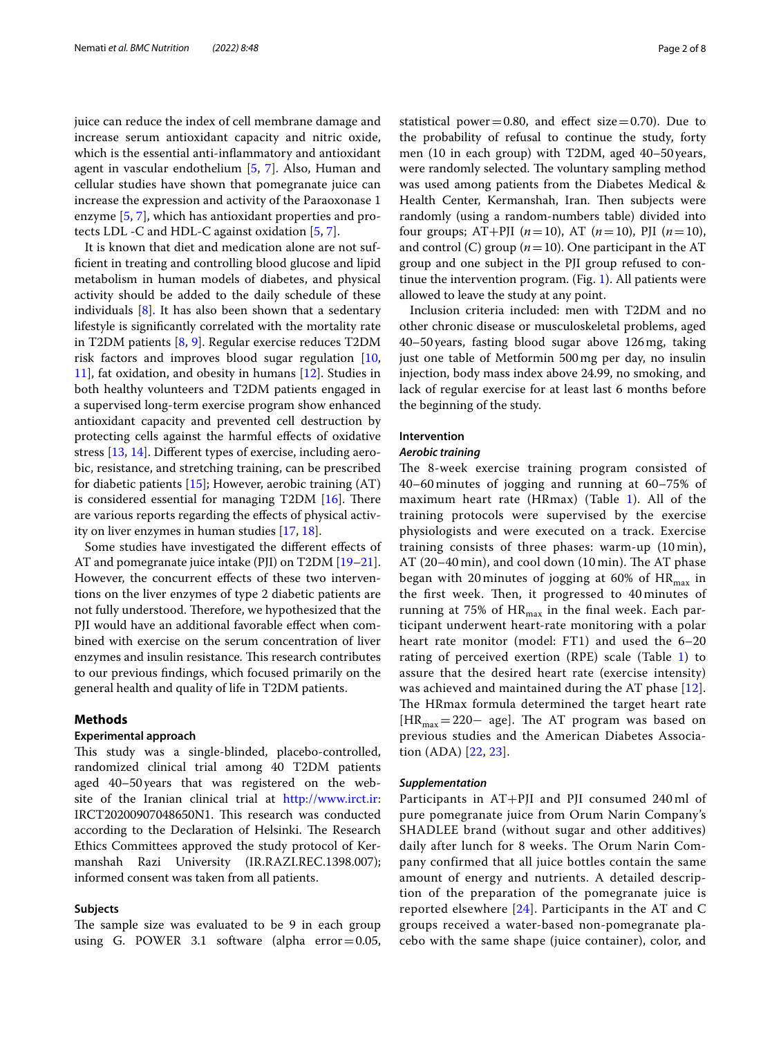juice can reduce the index of cell membrane damage and increase serum antioxidant capacity and nitric oxide, which is the essential anti-inflammatory and antioxidant agent in vascular endothelium [5, 7]. Also, Human and cellular studies have shown that pomegranate juice can increase the expression and activity of the Paraoxonase 1 enzyme [5, 7], which has antioxidant properties and protects LDL -C and HDL-C against oxidation [5, 7].

It is known that diet and medication alone are not sufficient in treating and controlling blood glucose and lipid metabolism in human models of diabetes, and physical activity should be added to the daily schedule of these individuals [8]. It has also been shown that a sedentary lifestyle is significantly correlated with the mortality rate in T2DM patients [8, 9]. Regular exercise reduces T2DM risk factors and improves blood sugar regulation [10, 11], fat oxidation, and obesity in humans [12]. Studies in both healthy volunteers and T2DM patients engaged in a supervised long-term exercise program show enhanced antioxidant capacity and prevented cell destruction by protecting cells against the harmful effects of oxidative stress [13, 14]. Different types of exercise, including aerobic, resistance, and stretching training, can be prescribed for diabetic patients [15]; However, aerobic training (AT) is considered essential for managing T2DM [16]. There are various reports regarding the effects of physical activity on liver enzymes in human studies [17, 18].

Some studies have investigated the different effects of AT and pomegranate juice intake (PJI) on T2DM [19–21]. However, the concurrent effects of these two interventions on the liver enzymes of type 2 diabetic patients are not fully understood. Therefore, we hypothesized that the PJI would have an additional favorable effect when combined with exercise on the serum concentration of liver enzymes and insulin resistance. This research contributes to our previous findings, which focused primarily on the general health and quality of life in T2DM patients.

## Methods

### Experimental approach

This study was a single-blinded, placebo-controlled, randomized clinical trial among 40 T2DM patients aged 40–50 years that was registered on the website of the Iranian clinical trial at http://www.irct.ir: IRCT20200907048650N1. This research was conducted according to the Declaration of Helsinki. The Research Ethics Committees approved the study protocol of Kermanshah Razi University (IR.RAZI.REC.1398.007); informed consent was taken from all patients.

### Subjects

The sample size was evaluated to be 9 in each group using G. POWER 3.1 software (alpha error = 0.05, statistical power = 0.80, and effect size = 0.70). Due to the probability of refusal to continue the study, forty men (10 in each group) with T2DM, aged 40–50 years, were randomly selected. The voluntary sampling method was used among patients from the Diabetes Medical & Health Center, Kermanshah, Iran. Then subjects were randomly (using a random-numbers table) divided into four groups; AT+PJI ($n = 10$), AT ($n = 10$), PJI ($n = 10$), and control (C) group ($n = 10$). One participant in the AT group and one subject in the PJI group refused to continue the intervention program. (Fig. 1). All patients were allowed to leave the study at any point.

Inclusion criteria included: men with T2DM and no other chronic disease or musculoskeletal problems, aged 40–50 years, fasting blood sugar above 126 mg, taking just one table of Metformin 500 mg per day, no insulin injection, body mass index above 24.99, no smoking, and lack of regular exercise for at least last 6 months before the beginning of the study.

### Intervention

#### *Aerobic training*

The 8-week exercise training program consisted of 40–60 minutes of jogging and running at 60–75% of maximum heart rate (HRmax) (Table 1). All of the training protocols were supervised by the exercise physiologists and were executed on a track. Exercise training consists of three phases: warm-up (10 min), AT (20–40 min), and cool down (10 min). The AT phase began with 20 minutes of jogging at 60% of $HR_{max}$ in the first week. Then, it progressed to 40 minutes of running at 75% of $HR_{max}$ in the final week. Each participant underwent heart-rate monitoring with a polar heart rate monitor (model: FT1) and used the 6–20 rating of perceived exertion (RPE) scale (Table 1) to assure that the desired heart rate (exercise intensity) was achieved and maintained during the AT phase [12]. The HRmax formula determined the target heart rate [$HR_{max} = 220 -$ age]. The AT program was based on previous studies and the American Diabetes Association (ADA) [22, 23].

#### *Supplementation*

Participants in AT+PJI and PJI consumed 240 ml of pure pomegranate juice from Orum Narin Company's SHADLEE brand (without sugar and other additives) daily after lunch for 8 weeks. The Orum Narin Company confirmed that all juice bottles contain the same amount of energy and nutrients. A detailed description of the preparation of the pomegranate juice is reported elsewhere [24]. Participants in the AT and C groups received a water-based non-pomegranate placebo with the same shape (juice container), color, and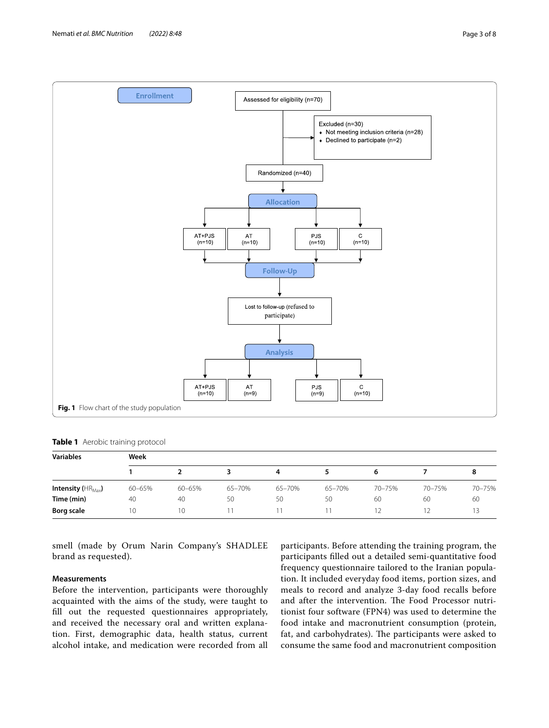Fig. 1 Flow chart of the study population

**Table 1** Aerobic training protocol

| Variables | Week | | | | | | | |
|---|---|---|---|---|---|---|---|---|
| | 1 | 2 | 3 | 4 | 5 | 6 | 7 | 8 |
| **Intensity** ($HR_{Max}$) | 60–65% | 60–65% | 65–70% | 65–70% | 65–70% | 70–75% | 70–75% | 70–75% |
| **Time (min)** | 40 | 40 | 50 | 50 | 50 | 60 | 60 | 60 |
| **Borg scale** | 10 | 10 | 11 | 11 | 11 | 12 | 12 | 13 |

smell (made by Orum Narin Company's SHADLEE brand as requested).

### Measurements

Before the intervention, participants were thoroughly acquainted with the aims of the study, were taught to fill out the requested questionnaires appropriately, and received the necessary oral and written explanation. First, demographic data, health status, current alcohol intake, and medication were recorded from all participants. Before attending the training program, the participants filled out a detailed semi-quantitative food frequency questionnaire tailored to the Iranian population. It included everyday food items, portion sizes, and meals to record and analyze 3-day food recalls before and after the intervention. The Food Processor nutritionist four software (FPN4) was used to determine the food intake and macronutrient consumption (protein, fat, and carbohydrates). The participants were asked to consume the same food and macronutrient composition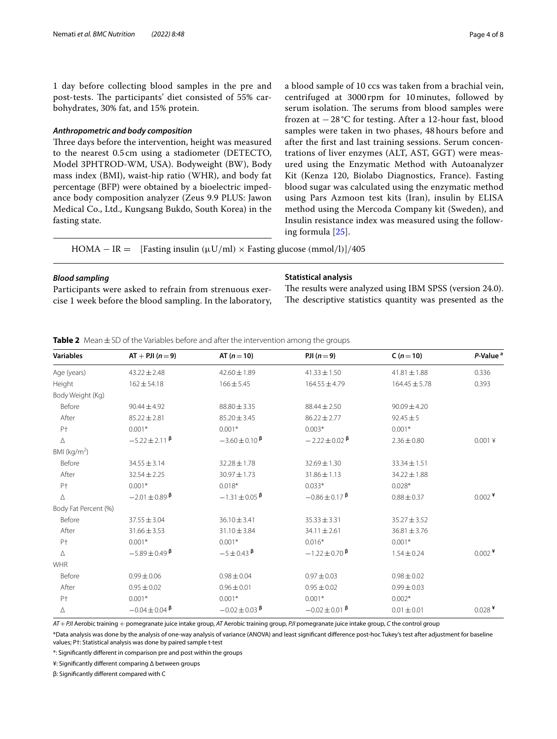1 day before collecting blood samples in the pre and post-tests. The participants' diet consisted of 55% carbohydrates, 30% fat, and 15% protein.

### *Anthropometric and body composition*

Three days before the intervention, height was measured to the nearest 0.5 cm using a stadiometer (DETECTO, Model 3PHTROD-WM, USA). Bodyweight (BW), Body mass index (BMI), waist-hip ratio (WHR), and body fat percentage (BFP) were obtained by a bioelectric impedance body composition analyzer (Zeus 9.9 PLUS: Jawon Medical Co., Ltd., Kungsang Bukdo, South Korea) in the fasting state.

### *Blood sampling*

Participants were asked to refrain from strenuous exercise 1 week before the blood sampling. In the laboratory, a blood sample of 10 ccs was taken from a brachial vein, centrifuged at 3000 rpm for 10 minutes, followed by serum isolation. The serums from blood samples were frozen at −28 °C for testing. After a 12-hour fast, blood samples were taken in two phases, 48 hours before and after the first and last training sessions. Serum concentrations of liver enzymes (ALT, AST, GGT) were measured using the Enzymatic Method with Autoanalyzer Kit (Kenza 120, Biolabo Diagnostics, France). Fasting blood sugar was calculated using the enzymatic method using Pars Azmoon test kits (Iran), insulin by ELISA method using the Mercoda Company kit (Sweden), and Insulin resistance index was measured using the following formula [25].

$$\text{HOMA} - \text{IR} = \quad [\text{Fasting insulin } (\mu\text{U/ml}) \times \text{Fasting glucose (mmol/l)}]/405$$

### **Statistical analysis**

The results were analyzed using IBM SPSS (version 24.0). The descriptive statistics quantity was presented as the

**Table 2** Mean ± SD of the Variables before and after the intervention among the groups

| Variables | AT + PJI ($n = 9$) | AT ($n = 10$) | PJI ($n = 9$) | C ($n = 10$) | *P*-Value [a] |
|---|---|---|---|---|---|
| Age (years) | 43.22 ± 2.48 | 42.60 ± 1.89 | 41.33 ± 1.50 | 41.81 ± 1.88 | 0.336 |
| Height | 162 ± 54.18 | 166 ± 5.45 | 164.55 ± 4.79 | 164.45 ± 5.78 | 0.393 |
| Body Weight (Kg) | | | | | |
| Before | 90.44 ± 4.92 | 88.80 ± 3.35 | 88.44 ± 2.50 | 90.09 ± 4.20 | |
| After | 85.22 ± 2.81 | 85.20 ± 3.45 | 86.22 ± 2.77 | 92.45 ± 5 | |
| P† | 0.001* | 0.001* | 0.003* | 0.001* | |
| Δ | −5.22 ± 2.11 β | −3.60 ± 0.10 β | −2.22 ± 0.02 β | 2.36 ± 0.80 | 0.001 ¥ |
| BMI (kg/m²) | | | | | |
| Before | 34.55 ± 3.14 | 32.28 ± 1.78 | 32.69 ± 1.30 | 33.34 ± 1.51 | |
| After | 32.54 ± 2.25 | 30.97 ± 1.73 | 31.86 ± 1.13 | 34.22 ± 1.88 | |
| P† | 0.001* | 0.018* | 0.033* | 0.028* | |
| Δ | −2.01 ± 0.89 β | −1.31 ± 0.05 β | −0.86 ± 0.17 β | 0.88 ± 0.37 | 0.002 ¥ |
| Body Fat Percent (%) | | | | | |
| Before | 37.55 ± 3.04 | 36.10 ± 3.41 | 35.33 ± 3.31 | 35.27 ± 3.52 | |
| After | 31.66 ± 3.53 | 31.10 ± 3.84 | 34.11 ± 2.61 | 36.81 ± 3.76 | |
| P† | 0.001* | 0.001* | 0.016* | 0.001* | |
| Δ | −5.89 ± 0.49 β | −5 ± 0.43 β | −1.22 ± 0.70 β | 1.54 ± 0.24 | 0.002 ¥ |
| WHR | | | | | |
| Before | 0.99 ± 0.06 | 0.98 ± 0.04 | 0.97 ± 0.03 | 0.98 ± 0.02 | |
| After | 0.95 ± 0.02 | 0.96 ± 0.01 | 0.95 ± 0.02 | 0.99 ± 0.03 | |
| P† | 0.001* | 0.001* | 0.001* | 0.002* | |
| Δ | −0.04 ± 0.04 β | −0.02 ± 0.03 β | −0.02 ± 0.01 β | 0.01 ± 0.01 | 0.028 ¥ |

*AT + PJI* Aerobic training + pomegranate juice intake group, *AT* Aerobic training group, *PJI* pomegranate juice intake group, *C* the control group

*Data analysis was done by the analysis of one-way analysis of variance (ANOVA) and least significant difference post-hoc Tukey's test after adjustment for baseline values; P†: Statistical analysis was done by paired sample t-test

*: Significantly different in comparison pre and post within the groups

¥: Significantly different comparing Δ between groups

β: Significantly different compared with C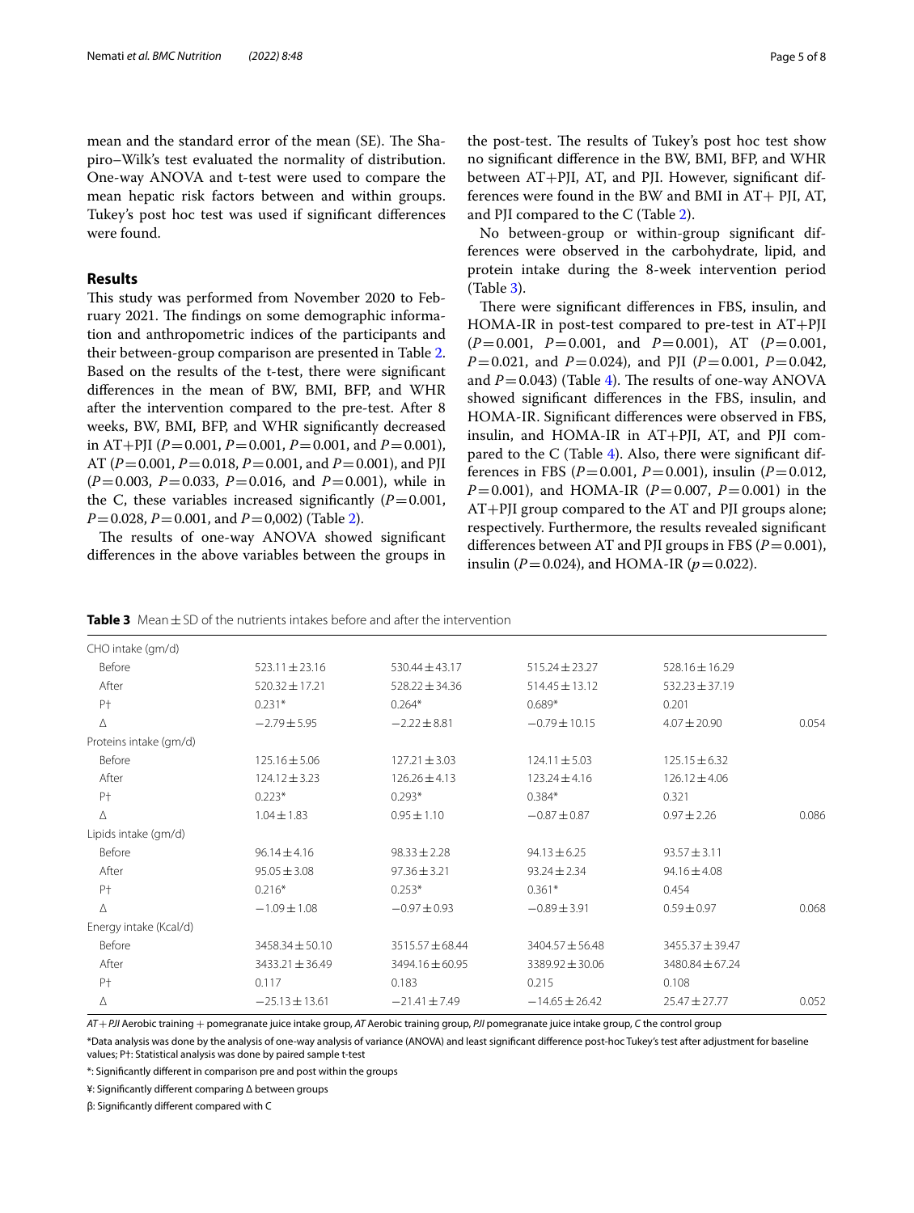mean and the standard error of the mean (SE). The Shapiro–Wilk's test evaluated the normality of distribution. One-way ANOVA and t-test were used to compare the mean hepatic risk factors between and within groups. Tukey's post hoc test was used if significant differences were found.

## Results

This study was performed from November 2020 to February 2021. The findings on some demographic information and anthropometric indices of the participants and their between-group comparison are presented in Table 2. Based on the results of the t-test, there were significant differences in the mean of BW, BMI, BFP, and WHR after the intervention compared to the pre-test. After 8 weeks, BW, BMI, BFP, and WHR significantly decreased in AT+PJI ($P=0.001$, $P=0.001$, $P=0.001$, and $P=0.001$), AT ($P=0.001$, $P=0.018$, $P=0.001$, and $P=0.001$), and PJI ($P=0.003$, $P=0.033$, $P=0.016$, and $P=0.001$), while in the C, these variables increased significantly ($P=0.001$, $P=0.028$, $P=0.001$, and $P=0,002$) (Table 2).

The results of one-way ANOVA showed significant differences in the above variables between the groups in the post-test. The results of Tukey's post hoc test show no significant difference in the BW, BMI, BFP, and WHR between AT+PJI, AT, and PJI. However, significant differences were found in the BW and BMI in AT+ PJI, AT, and PJI compared to the C (Table 2).

No between-group or within-group significant differences were observed in the carbohydrate, lipid, and protein intake during the 8-week intervention period (Table 3).

There were significant differences in FBS, insulin, and HOMA-IR in post-test compared to pre-test in AT+PJI ($P=0.001$, $P=0.001$, and $P=0.001$), AT ($P=0.001$, $P=0.021$, and $P=0.024$), and PJI ($P=0.001$, $P=0.042$, and $P=0.043$) (Table 4). The results of one-way ANOVA showed significant differences in the FBS, insulin, and HOMA-IR. Significant differences were observed in FBS, insulin, and HOMA-IR in AT+PJI, AT, and PJI compared to the C (Table 4). Also, there were significant differences in FBS ($P=0.001$, $P=0.001$), insulin ($P=0.012$, $P=0.001$), and HOMA-IR ($P=0.007$, $P=0.001$) in the AT+PJI group compared to the AT and PJI groups alone; respectively. Furthermore, the results revealed significant differences between AT and PJI groups in FBS ($P=0.001$), insulin ($P=0.024$), and HOMA-IR ($p=0.022$).

**Table 3** Mean ± SD of the nutrients intakes before and after the intervention

| | | | | | |
|---|---|---|---|---|---|
| CHO intake (gm/d) | | | | | |
| Before | 523.11 ± 23.16 | 530.44 ± 43.17 | 515.24 ± 23.27 | 528.16 ± 16.29 | |
| After | 520.32 ± 17.21 | 528.22 ± 34.36 | 514.45 ± 13.12 | 532.23 ± 37.19 | |
| P† | 0.231* | 0.264* | 0.689* | 0.201 | |
| Δ | −2.79 ± 5.95 | −2.22 ± 8.81 | −0.79 ± 10.15 | 4.07 ± 20.90 | 0.054 |
| Proteins intake (gm/d) | | | | | |
| Before | 125.16 ± 5.06 | 127.21 ± 3.03 | 124.11 ± 5.03 | 125.15 ± 6.32 | |
| After | 124.12 ± 3.23 | 126.26 ± 4.13 | 123.24 ± 4.16 | 126.12 ± 4.06 | |
| P† | 0.223* | 0.293* | 0.384* | 0.321 | |
| Δ | 1.04 ± 1.83 | 0.95 ± 1.10 | −0.87 ± 0.87 | 0.97 ± 2.26 | 0.086 |
| Lipids intake (gm/d) | | | | | |
| Before | 96.14 ± 4.16 | 98.33 ± 2.28 | 94.13 ± 6.25 | 93.57 ± 3.11 | |
| After | 95.05 ± 3.08 | 97.36 ± 3.21 | 93.24 ± 2.34 | 94.16 ± 4.08 | |
| P† | 0.216* | 0.253* | 0.361* | 0.454 | |
| Δ | −1.09 ± 1.08 | −0.97 ± 0.93 | −0.89 ± 3.91 | 0.59 ± 0.97 | 0.068 |
| Energy intake (Kcal/d) | | | | | |
| Before | 3458.34 ± 50.10 | 3515.57 ± 68.44 | 3404.57 ± 56.48 | 3455.37 ± 39.47 | |
| After | 3433.21 ± 36.49 | 3494.16 ± 60.95 | 3389.92 ± 30.06 | 3480.84 ± 67.24 | |
| P† | 0.117 | 0.183 | 0.215 | 0.108 | |
| Δ | −25.13 ± 13.61 | −21.41 ± 7.49 | −14.65 ± 26.42 | 25.47 ± 27.77 | 0.052 |

*AT+ PJI* Aerobic training + pomegranate juice intake group, *AT* Aerobic training group, *PJI* pomegranate juice intake group, *C* the control group

*Data analysis was done by the analysis of one-way analysis of variance (ANOVA) and least significant difference post-hoc Tukey's test after adjustment for baseline values; P†: Statistical analysis was done by paired sample t-test

*: Significantly different in comparison pre and post within the groups

¥: Significantly different comparing Δ between groups

β: Significantly different compared with C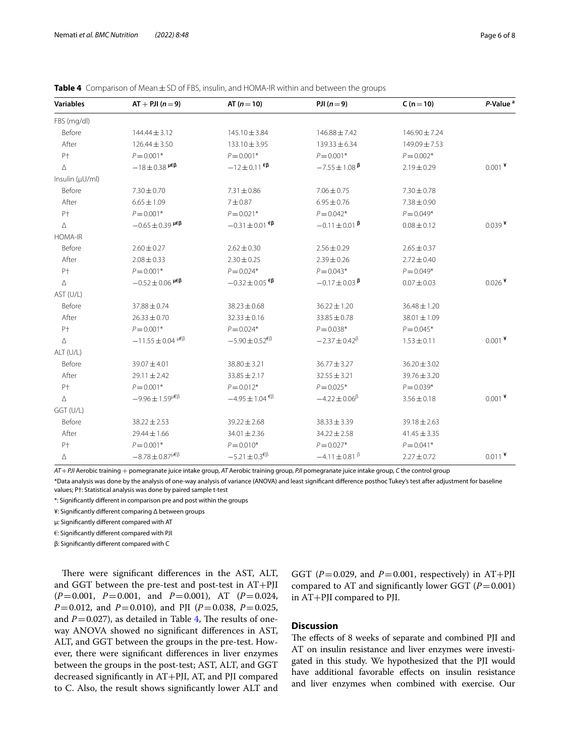**Table 4** Comparison of Mean ± SD of FBS, insulin, and HOMA-IR within and between the groups

| Variables | AT + PJI (*n* = 9) | AT (*n* = 10) | PJI (*n* = 9) | C (n = 10) | *P*-Value [a] |
|---|---|---|---|---|---|
| FBS (mg/dl) | | | | | |
| Before | 144.44 ± 3.12 | 145.10 ± 3.84 | 146.88 ± 7.42 | 146.90 ± 7.24 | |
| After | 126.44 ± 3.50 | 133.10 ± 3.95 | 139.33 ± 6.34 | 149.09 ± 7.53 | |
| P† | *P* = 0.001* | *P* = 0.001* | *P* = 0.001* | *P* = 0.002* | |
| Δ | −18 ± 0.38 [µ€β] | −12 ± 0.11 [€β] | −7.55 ± 1.08 [β] | 2.19 ± 0.29 | 0.001 [¥] |
| Insulin (µU/ml) | | | | | |
| Before | 7.30 ± 0.70 | 7.31 ± 0.86 | 7.06 ± 0.75 | 7.30 ± 0.78 | |
| After | 6.65 ± 1.09 | 7 ± 0.87 | 6.95 ± 0.76 | 7.38 ± 0.90 | |
| P† | *P* = 0.001* | *P* = 0.021* | *P* = 0.042* | *P* = 0.049* | |
| Δ | −0.65 ± 0.39 [µ€β] | −0.31 ± 0.01 [€β] | −0.11 ± 0.01 [β] | 0.08 ± 0.12 | 0.039 [¥] |
| HOMA-IR | | | | | |
| Before | 2.60 ± 0.27 | 2.62 ± 0.30 | 2.56 ± 0.29 | 2.65 ± 0.37 | |
| After | 2.08 ± 0.33 | 2.30 ± 0.25 | 2.39 ± 0.26 | 2.72 ± 0.40 | |
| P† | *P* = 0.001* | *P* = 0.024* | *P* = 0.043* | *P* = 0.049* | |
| Δ | −0.52 ± 0.06 [µ€β] | −0.32 ± 0.05 [€β] | −0.17 ± 0.03 [β] | 0.07 ± 0.03 | 0.026 [¥] |
| AST (U/L) | | | | | |
| Before | 37.88 ± 0.74 | 38.23 ± 0.68 | 36.22 ± 1.20 | 36.48 ± 1.20 | |
| After | 26.33 ± 0.70 | 32.33 ± 0.16 | 33.85 ± 0.78 | 38.01 ± 1.09 | |
| P† | *P* = 0.001* | *P* = 0.024* | *P* = 0.038* | *P* = 0.045* | |
| Δ | −11.55 ± 0.04 [µ€β] | −5.90 ± 0.52 [€β] | −2.37 ± 0.42 [β] | 1.53 ± 0.11 | 0.001 [¥] |
| ALT (U/L) | | | | | |
| Before | 39.07 ± 4.01 | 38.80 ± 3.21 | 36.77 ± 3.27 | 36.20 ± 3.02 | |
| After | 29.11 ± 2.42 | 33.85 ± 2.17 | 32.55 ± 3.21 | 39.76 ± 3.20 | |
| P† | *P* = 0.001* | *P* = 0.012* | *P* = 0.025* | *P* = 0.039* | |
| Δ | −9.96 ± 1.59 [µ€β] | −4.95 ± 1.04 [€β] | −4.22 ± 0.06 [β] | 3.56 ± 0.18 | 0.001 [¥] |
| GGT (U/L) | | | | | |
| Before | 38.22 ± 2.53 | 39.22 ± 2.68 | 38.33 ± 3.39 | 39.18 ± 2.63 | |
| After | 29.44 ± 1.66 | 34.01 ± 2.36 | 34.22 ± 2.58 | 41.45 ± 3.35 | |
| P† | *P* = 0.001* | *P* = 0.010* | *P* = 0.027* | *P* = 0.041* | |
| Δ | −8.78 ± 0.87 [µ€β] | −5.21 ± 0.3 [€β] | −4.11 ± 0.81 [β] | 2.27 ± 0.72 | 0.011 [¥] |

*AT* + *PJI* Aerobic training + pomegranate juice intake group, *AT* Aerobic training group, *PJI* pomegranate juice intake group, *C* the control group

*Data analysis was done by the analysis of one-way analysis of variance (ANOVA) and least significant difference posthoc Tukey's test after adjustment for baseline values; P†: Statistical analysis was done by paired sample t-test

*: Significantly different in comparison pre and post within the groups

¥: Significantly different comparing Δ between groups

µ: Significantly different compared with AT

€: Significantly different compared with PJI

β: Significantly different compared with C

There were significant differences in the AST, ALT, and GGT between the pre-test and post-test in AT+PJI ($P = 0.001$, $P = 0.001$, and $P = 0.001$), AT ($P = 0.024$, $P = 0.012$, and $P = 0.010$), and PJI ($P = 0.038$, $P = 0.025$, and $P = 0.027$), as detailed in Table 4, The results of one-way ANOVA showed no significant differences in AST, ALT, and GGT between the groups in the pre-test. However, there were significant differences in liver enzymes between the groups in the post-test; AST, ALT, and GGT decreased significantly in AT+PJI, AT, and PJI compared to C. Also, the result shows significantly lower ALT and GGT ($P = 0.029$, and $P = 0.001$, respectively) in AT+PJI compared to AT and significantly lower GGT ($P = 0.001$) in AT+PJI compared to PJI.

## Discussion

The effects of 8 weeks of separate and combined PJI and AT on insulin resistance and liver enzymes were investigated in this study. We hypothesized that the PJI would have additional favorable effects on insulin resistance and liver enzymes when combined with exercise. Our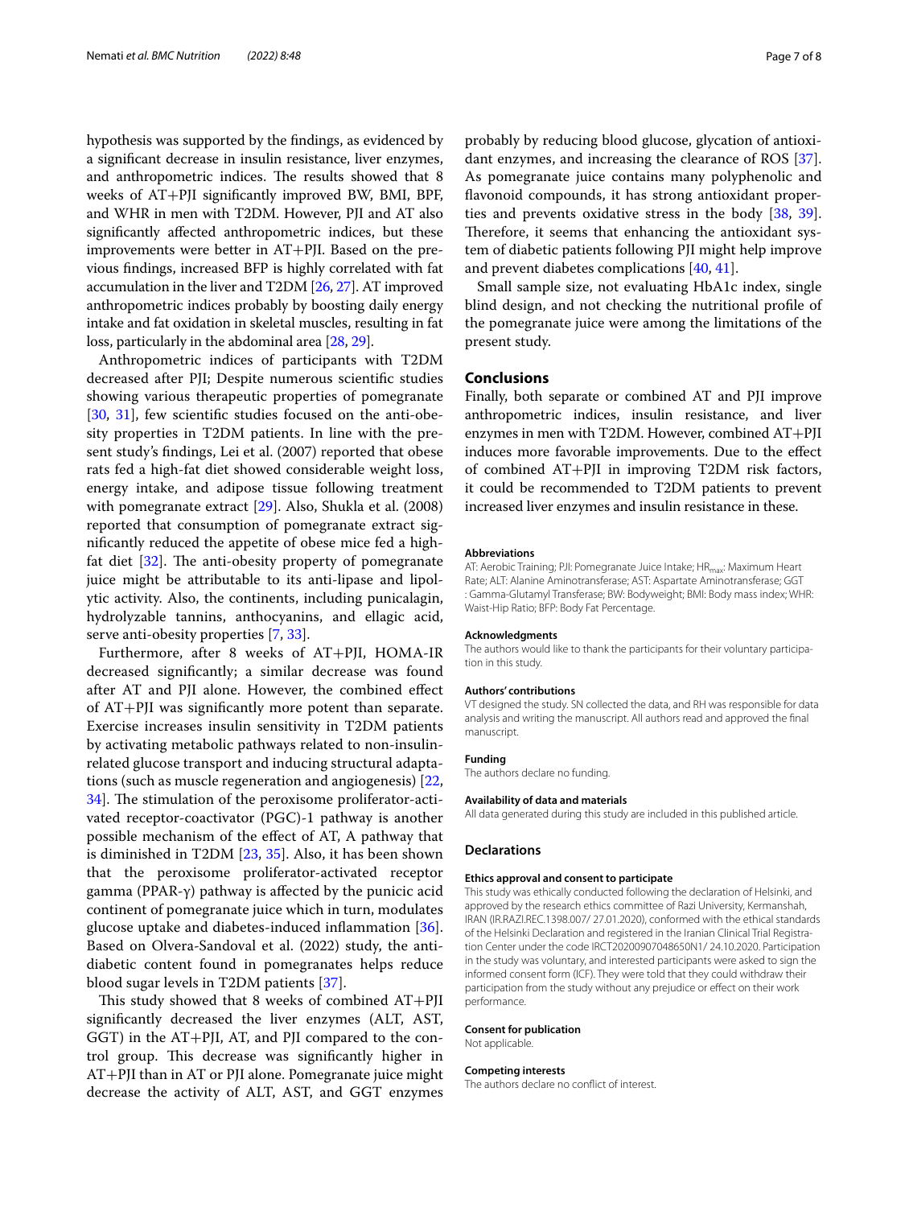hypothesis was supported by the findings, as evidenced by a significant decrease in insulin resistance, liver enzymes, and anthropometric indices. The results showed that 8 weeks of AT+PJI significantly improved BW, BMI, BPF, and WHR in men with T2DM. However, PJI and AT also significantly affected anthropometric indices, but these improvements were better in AT+PJI. Based on the previous findings, increased BFP is highly correlated with fat accumulation in the liver and T2DM [26, 27]. AT improved anthropometric indices probably by boosting daily energy intake and fat oxidation in skeletal muscles, resulting in fat loss, particularly in the abdominal area [28, 29].

Anthropometric indices of participants with T2DM decreased after PJI; Despite numerous scientific studies showing various therapeutic properties of pomegranate [30, 31], few scientific studies focused on the anti-obesity properties in T2DM patients. In line with the present study's findings, Lei et al. (2007) reported that obese rats fed a high-fat diet showed considerable weight loss, energy intake, and adipose tissue following treatment with pomegranate extract [29]. Also, Shukla et al. (2008) reported that consumption of pomegranate extract significantly reduced the appetite of obese mice fed a high-fat diet [32]. The anti-obesity property of pomegranate juice might be attributable to its anti-lipase and lipolytic activity. Also, the continents, including punicalagin, hydrolyzable tannins, anthocyanins, and ellagic acid, serve anti-obesity properties [7, 33].

Furthermore, after 8 weeks of AT+PJI, HOMA-IR decreased significantly; a similar decrease was found after AT and PJI alone. However, the combined effect of AT+PJI was significantly more potent than separate. Exercise increases insulin sensitivity in T2DM patients by activating metabolic pathways related to non-insulin-related glucose transport and inducing structural adaptations (such as muscle regeneration and angiogenesis) [22, 34]. The stimulation of the peroxisome proliferator-activated receptor-coactivator (PGC)-1 pathway is another possible mechanism of the effect of AT, A pathway that is diminished in T2DM [23, 35]. Also, it has been shown that the peroxisome proliferator-activated receptor gamma (PPAR-γ) pathway is affected by the punicic acid continent of pomegranate juice which in turn, modulates glucose uptake and diabetes-induced inflammation [36]. Based on Olvera-Sandoval et al. (2022) study, the anti-diabetic content found in pomegranates helps reduce blood sugar levels in T2DM patients [37].

This study showed that 8 weeks of combined AT+PJI significantly decreased the liver enzymes (ALT, AST, GGT) in the AT+PJI, AT, and PJI compared to the control group. This decrease was significantly higher in AT+PJI than in AT or PJI alone. Pomegranate juice might decrease the activity of ALT, AST, and GGT enzymes probably by reducing blood glucose, glycation of antioxidant enzymes, and increasing the clearance of ROS [37]. As pomegranate juice contains many polyphenolic and flavonoid compounds, it has strong antioxidant properties and prevents oxidative stress in the body [38, 39]. Therefore, it seems that enhancing the antioxidant system of diabetic patients following PJI might help improve and prevent diabetes complications [40, 41].

Small sample size, not evaluating HbA1c index, single blind design, and not checking the nutritional profile of the pomegranate juice were among the limitations of the present study.

## Conclusions

Finally, both separate or combined AT and PJI improve anthropometric indices, insulin resistance, and liver enzymes in men with T2DM. However, combined AT+PJI induces more favorable improvements. Due to the effect of combined AT+PJI in improving T2DM risk factors, it could be recommended to T2DM patients to prevent increased liver enzymes and insulin resistance in these.

#### Abbreviations

AT: Aerobic Training; PJI: Pomegranate Juice Intake; $HR_{max}$: Maximum Heart Rate; ALT: Alanine Aminotransferase; AST: Aspartate Aminotransferase; GGT : Gamma-Glutamyl Transferase; BW: Bodyweight; BMI: Body mass index; WHR: Waist-Hip Ratio; BFP: Body Fat Percentage.

#### Acknowledgments

The authors would like to thank the participants for their voluntary participation in this study.

#### Authors' contributions

VT designed the study. SN collected the data, and RH was responsible for data analysis and writing the manuscript. All authors read and approved the final manuscript.

#### Funding

The authors declare no funding.

#### Availability of data and materials

All data generated during this study are included in this published article.

### Declarations

#### Ethics approval and consent to participate

This study was ethically conducted following the declaration of Helsinki, and approved by the research ethics committee of Razi University, Kermanshah, IRAN (IR.RAZI.REC.1398.007/ 27.01.2020), conformed with the ethical standards of the Helsinki Declaration and registered in the Iranian Clinical Trial Registration Center under the code IRCT20200907048650N1/ 24.10.2020. Participation in the study was voluntary, and interested participants were asked to sign the informed consent form (ICF). They were told that they could withdraw their participation from the study without any prejudice or effect on their work performance.

#### Consent for publication

Not applicable.

#### Competing interests

The authors declare no conflict of interest.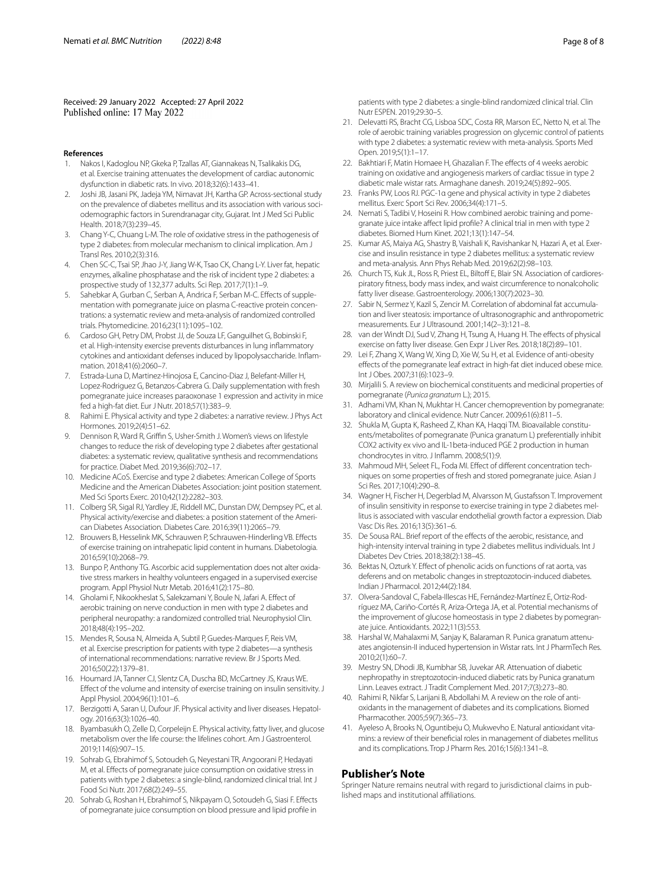Received: 29 January 2022 Accepted: 27 April 2022
Published online: 17 May 2022

#### References

1. Nakos I, Kadoglou NP, Gkeka P, Tzallas AT, Giannakeas N, Tsalikakis DG, et al. Exercise training attenuates the development of cardiac autonomic dysfunction in diabetic rats. In vivo. 2018;32(6):1433–41.
2. Joshi JB, Jasani PK, Jadeja YM, Nimavat JH, Kartha GP. Across-sectional study on the prevalence of diabetes mellitus and its association with various socio-demographic factors in Surendranagar city, Gujarat. Int J Med Sci Public Health. 2018;7(3):239–45.
3. Chang Y-C, Chuang L-M. The role of oxidative stress in the pathogenesis of type 2 diabetes: from molecular mechanism to clinical implication. Am J Transl Res. 2010;2(3):316.
4. Chen SC-C, Tsai SP, Jhao J-Y, Jiang W-K, Tsao CK, Chang L-Y. Liver fat, hepatic enzymes, alkaline phosphatase and the risk of incident type 2 diabetes: a prospective study of 132,377 adults. Sci Rep. 2017;7(1):1–9.
5. Sahebkar A, Gurban C, Serban A, Andrica F, Serban M-C. Effects of supplementation with pomegranate juice on plasma C-reactive protein concentrations: a systematic review and meta-analysis of randomized controlled trials. Phytomedicine. 2016;23(11):1095–102.
6. Cardoso GH, Petry DM, Probst JJ, de Souza LF, Ganguilhet G, Bobinski F, et al. High-intensity exercise prevents disturbances in lung inflammatory cytokines and antioxidant defenses induced by lipopolysaccharide. Inflammation. 2018;41(6):2060–7.
7. Estrada-Luna D, Martinez-Hinojosa E, Cancino-Diaz J, Belefant-Miller H, Lopez-Rodriguez G, Betanzos-Cabrera G. Daily supplementation with fresh pomegranate juice increases paraoxonase 1 expression and activity in mice fed a high-fat diet. Eur J Nutr. 2018;57(1):383–9.
8. Rahimi E. Physical activity and type 2 diabetes: a narrative review. J Phys Act Hormones. 2019;2(4):51–62.
9. Dennison R, Ward R, Griffin S, Usher-Smith J. Women's views on lifestyle changes to reduce the risk of developing type 2 diabetes after gestational diabetes: a systematic review, qualitative synthesis and recommendations for practice. Diabet Med. 2019;36(6):702–17.
10. Medicine ACoS. Exercise and type 2 diabetes: American College of Sports Medicine and the American Diabetes Association: joint position statement. Med Sci Sports Exerc. 2010;42(12):2282–303.
11. Colberg SR, Sigal RJ, Yardley JE, Riddell MC, Dunstan DW, Dempsey PC, et al. Physical activity/exercise and diabetes: a position statement of the American Diabetes Association. Diabetes Care. 2016;39(11):2065–79.
12. Brouwers B, Hesselink MK, Schrauwen P, Schrauwen-Hinderling VB. Effects of exercise training on intrahepatic lipid content in humans. Diabetologia. 2016;59(10):2068–79.
13. Bunpo P, Anthony TG. Ascorbic acid supplementation does not alter oxidative stress markers in healthy volunteers engaged in a supervised exercise program. Appl Physiol Nutr Metab. 2016;41(2):175–80.
14. Gholami F, Nikookheslat S, Salekzamani Y, Boule N, Jafari A. Effect of aerobic training on nerve conduction in men with type 2 diabetes and peripheral neuropathy: a randomized controlled trial. Neurophysiol Clin. 2018;48(4):195–202.
15. Mendes R, Sousa N, Almeida A, Subtil P, Guedes-Marques F, Reis VM, et al. Exercise prescription for patients with type 2 diabetes—a synthesis of international recommendations: narrative review. Br J Sports Med. 2016;50(22):1379–81.
16. Houmard JA, Tanner CJ, Slentz CA, Duscha BD, McCartney JS, Kraus WE. Effect of the volume and intensity of exercise training on insulin sensitivity. J Appl Physiol. 2004;96(1):101–6.
17. Berzigotti A, Saran U, Dufour JF. Physical activity and liver diseases. Hepatology. 2016;63(3):1026–40.
18. Byambasukh O, Zelle D, Corpeleijn E. Physical activity, fatty liver, and glucose metabolism over the life course: the lifelines cohort. Am J Gastroenterol. 2019;114(6):907–15.
19. Sohrab G, Ebrahimof S, Sotoudeh G, Neyestani TR, Angoorani P, Hedayati M, et al. Effects of pomegranate juice consumption on oxidative stress in patients with type 2 diabetes: a single-blind, randomized clinical trial. Int J Food Sci Nutr. 2017;68(2):249–55.
20. Sohrab G, Roshan H, Ebrahimof S, Nikpayam O, Sotoudeh G, Siasi F. Effects of pomegranate juice consumption on blood pressure and lipid profile in patients with type 2 diabetes: a single-blind randomized clinical trial. Clin Nutr ESPEN. 2019;29:30–5.
21. Delevatti RS, Bracht CG, Lisboa SDC, Costa RR, Marson EC, Netto N, et al. The role of aerobic training variables progression on glycemic control of patients with type 2 diabetes: a systematic review with meta-analysis. Sports Med Open. 2019;5(1):1–17.
22. Bakhtiari F, Matin Homaee H, Ghazalian F. The effects of 4 weeks aerobic training on oxidative and angiogenesis markers of cardiac tissue in type 2 diabetic male wistar rats. Armaghane danesh. 2019;24(5):892–905.
23. Franks PW, Loos RJ. PGC-1α gene and physical activity in type 2 diabetes mellitus. Exerc Sport Sci Rev. 2006;34(4):171–5.
24. Nemati S, Tadibi V, Hoseini R. How combined aerobic training and pomegranate juice intake affect lipid profile? A clinical trial in men with type 2 diabetes. Biomed Hum Kinet. 2021;13(1):147–54.
25. Kumar AS, Maiya AG, Shastry B, Vaishali K, Ravishankar N, Hazari A, et al. Exercise and insulin resistance in type 2 diabetes mellitus: a systematic review and meta-analysis. Ann Phys Rehab Med. 2019;62(2):98–103.
26. Church TS, Kuk JL, Ross R, Priest EL, Biltoff E, Blair SN. Association of cardiorespiratory fitness, body mass index, and waist circumference to nonalcoholic fatty liver disease. Gastroenterology. 2006;130(7):2023–30.
27. Sabir N, Sermez Y, Kazil S, Zencir M. Correlation of abdominal fat accumulation and liver steatosis: importance of ultrasonographic and anthropometric measurements. Eur J Ultrasound. 2001;14(2–3):121–8.
28. van der Windt DJ, Sud V, Zhang H, Tsung A, Huang H. The effects of physical exercise on fatty liver disease. Gen Expr J Liver Res. 2018;18(2):89–101.
29. Lei F, Zhang X, Wang W, Xing D, Xie W, Su H, et al. Evidence of anti-obesity effects of the pomegranate leaf extract in high-fat diet induced obese mice. Int J Obes. 2007;31(6):1023–9.
30. Mirjalili S. A review on biochemical constituents and medicinal properties of pomegranate (*Punica granatum* L.); 2015.
31. Adhami VM, Khan N, Mukhtar H. Cancer chemoprevention by pomegranate: laboratory and clinical evidence. Nutr Cancer. 2009;61(6):811–5.
32. Shukla M, Gupta K, Rasheed Z, Khan KA, Haqqi TM. Bioavailable constituents/metabolites of pomegranate (Punica granatum L) preferentially inhibit COX2 activity ex vivo and IL-1beta-induced PGE 2 production in human chondrocytes in vitro. J Inflamm. 2008;5(1):9.
33. Mahmoud MH, Seleet FL, Foda MI. Effect of different concentration techniques on some properties of fresh and stored pomegranate juice. Asian J Sci Res. 2017;10(4):290–8.
34. Wagner H, Fischer H, Degerblad M, Alvarsson M, Gustafsson T. Improvement of insulin sensitivity in response to exercise training in type 2 diabetes mellitus is associated with vascular endothelial growth factor a expression. Diab Vasc Dis Res. 2016;13(5):361–6.
35. De Sousa RAL. Brief report of the effects of the aerobic, resistance, and high-intensity interval training in type 2 diabetes mellitus individuals. Int J Diabetes Dev Ctries. 2018;38(2):138–45.
36. Bektas N, Ozturk Y. Effect of phenolic acids on functions of rat aorta, vas deferens and on metabolic changes in streptozotocin-induced diabetes. Indian J Pharmacol. 2012;44(2):184.
37. Olvera-Sandoval C, Fabela-Illescas HE, Fernández-Martínez E, Ortiz-Rodríguez MA, Cariño-Cortés R, Ariza-Ortega JA, et al. Potential mechanisms of the improvement of glucose homeostasis in type 2 diabetes by pomegranate juice. Antioxidants. 2022;11(3):553.
38. Harshal W, Mahalaxmi M, Sanjay K, Balaraman R. Punica granatum attenuates angiotensin-II induced hypertension in Wistar rats. Int J PharmTech Res. 2010;2(1):60–7.
39. Mestry SN, Dhodi JB, Kumbhar SB, Juvekar AR. Attenuation of diabetic nephropathy in streptozotocin-induced diabetic rats by Punica granatum Linn. Leaves extract. J Tradit Complement Med. 2017;7(3):273–80.
40. Rahimi R, Nikfar S, Larijani B, Abdollahi M. A review on the role of antioxidants in the management of diabetes and its complications. Biomed Pharmacother. 2005;59(7):365–73.
41. Ayeleso A, Brooks N, Oguntibeju O, Mukwevho E. Natural antioxidant vitamins: a review of their beneficial roles in management of diabetes mellitus and its complications. Trop J Pharm Res. 2016;15(6):1341–8.

## Publisher's Note

Springer Nature remains neutral with regard to jurisdictional claims in published maps and institutional affiliations.